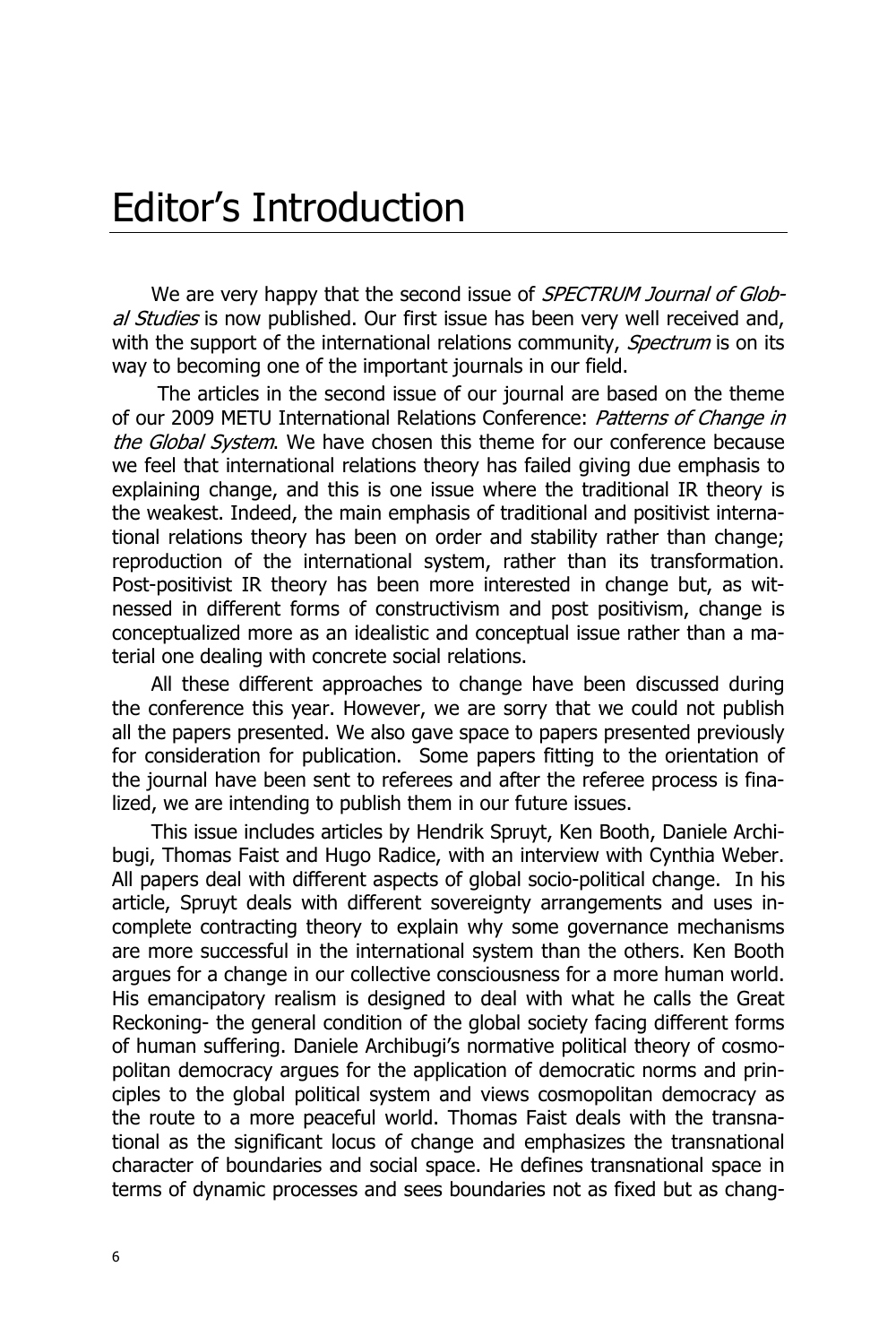# Editor's Introduction

We are very happy that the second issue of *SPECTRUM Journal of Global Studies* is now published. Our first issue has been very well received and, with the support of the international relations community, *Spectrum* is on its way to becoming one of the important journals in our field.

The articles in the second issue of our journal are based on the theme of our 2009 METU International Relations Conference: *Patterns of Change in the Global System*. We have chosen this theme for our conference because we feel that international relations theory has failed giving due emphasis to explaining change, and this is one issue where the traditional IR theory is the weakest. Indeed, the main emphasis of traditional and positivist international relations theory has been on order and stability rather than change; reproduction of the international system, rather than its transformation. Post-positivist IR theory has been more interested in change but, as witnessed in different forms of constructivism and post positivism, change is conceptualized more as an idealistic and conceptual issue rather than a material one dealing with concrete social relations.

All these different approaches to change have been discussed during the conference this year. However, we are sorry that we could not publish all the papers presented. We also gave space to papers presented previously for consideration for publication. Some papers fitting to the orientation of the journal have been sent to referees and after the referee process is finalized, we are intending to publish them in our future issues.

This issue includes articles by Hendrik Spruyt, Ken Booth, Daniele Archibugi, Thomas Faist and Hugo Radice, with an interview with Cynthia Weber. All papers deal with different aspects of global socio-political change. In his article, Spruyt deals with different sovereignty arrangements and uses incomplete contracting theory to explain why some governance mechanisms are more successful in the international system than the others. Ken Booth argues for a change in our collective consciousness for a more human world. His emancipatory realism is designed to deal with what he calls the Great Reckoning- the general condition of the global society facing different forms of human suffering. Daniele Archibugi's normative political theory of cosmopolitan democracy argues for the application of democratic norms and principles to the global political system and views cosmopolitan democracy as the route to a more peaceful world. Thomas Faist deals with the transnational as the significant locus of change and emphasizes the transnational character of boundaries and social space. He defines transnational space in terms of dynamic processes and sees boundaries not as fixed but as chang-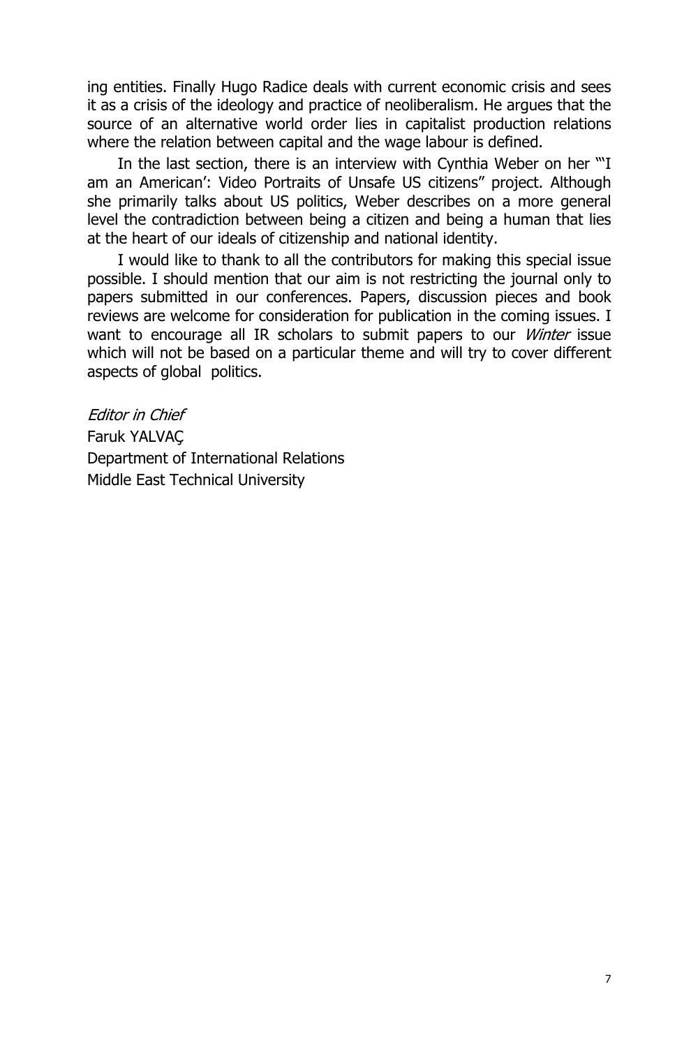ing entities. Finally Hugo Radice deals with current economic crisis and sees it as a crisis of the ideology and practice of neoliberalism. He argues that the source of an alternative world order lies in capitalist production relations where the relation between capital and the wage labour is defined.

In the last section, there is an interview with Cynthia Weber on her "'I am an American': Video Portraits of Unsafe US citizens" project. Although she primarily talks about US politics, Weber describes on a more general level the contradiction between being a citizen and being a human that lies at the heart of our ideals of citizenship and national identity.

I would like to thank to all the contributors for making this special issue possible. I should mention that our aim is not restricting the journal only to papers submitted in our conferences. Papers, discussion pieces and book reviews are welcome for consideration for publication in the coming issues. I want to encourage all IR scholars to submit papers to our *Winter* issue which will not be based on a particular theme and will try to cover different aspects of global politics.

*Editor in Chief*
Faruk YALVAÇ
Department of International Relations
Middle East Technical University